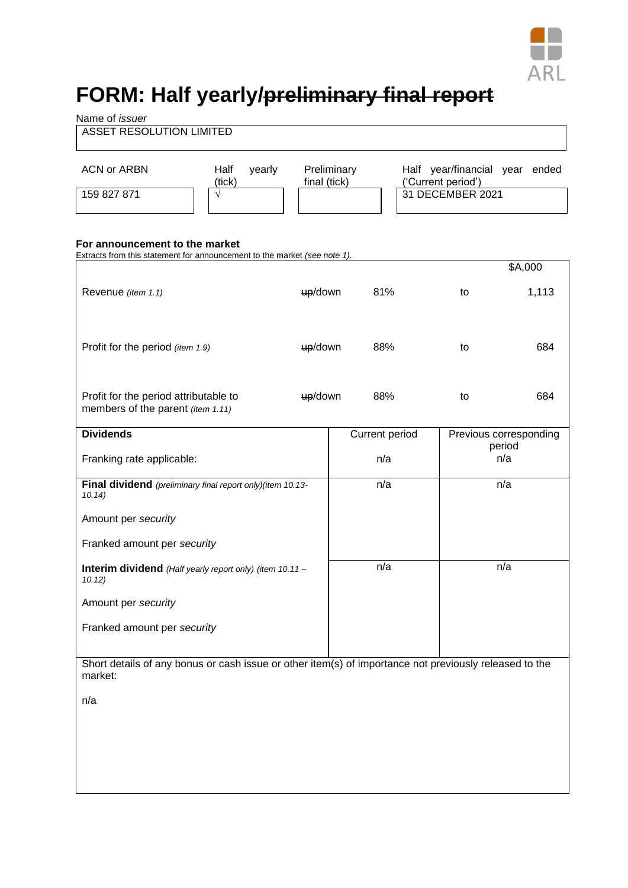# FORM: Half yearly/~~preliminary final report~~

Name of *issuer*

| |
|---|
| ASSET RESOLUTION LIMITED |

| ACN or ARBN | Half yearly (tick) | Preliminary final (tick) | Half year/financial year ended ('Current period') |
|---|---|---|---|
| 159 827 871 | √ | | 31 DECEMBER 2021 |

**For announcement to the market**

Extracts from this statement for announcement to the market *(see note 1).*

| | | | | $A,000 |
|---|---|---|---|---|
| Revenue *(item 1.1)* | ~~up~~/down | 81% | to | 1,113 |
| Profit for the period *(item 1.9)* | ~~up~~/down | 88% | to | 684 |
| Profit for the period attributable to members of the parent *(item 1.11)* | ~~up~~/down | 88% | to | 684 |

| **Dividends** | Current period | Previous corresponding period |
|---|---|---|
| Franking rate applicable: | n/a | n/a |
| **Final dividend** *(preliminary final report only)(item 10.13-10.14)* | n/a | n/a |
| Amount per *security* | | |
| Franked amount per *security* | | |
| **Interim dividend** *(Half yearly report only) (item 10.11 – 10.12)* | n/a | n/a |
| Amount per *security* | | |
| Franked amount per *security* | | |

Short details of any bonus or cash issue or other item(s) of importance not previously released to the market:

n/a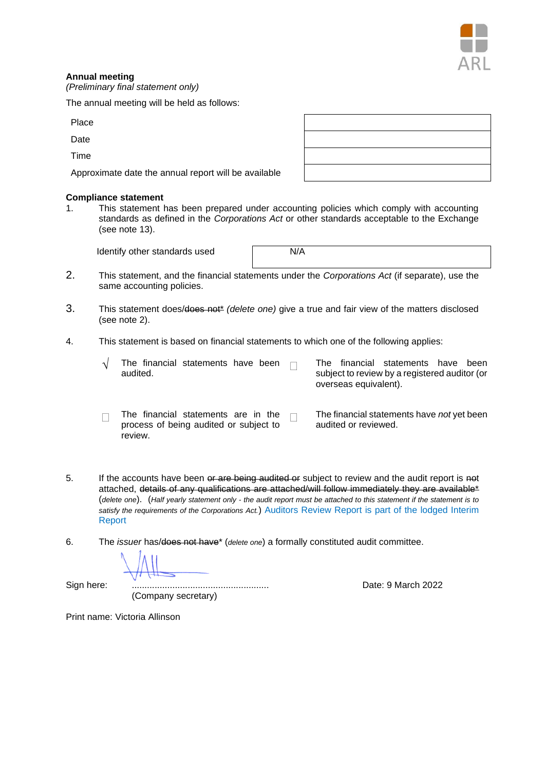**Annual meeting**
*(Preliminary final statement only)*

The annual meeting will be held as follows:

| | |
|---|---|
| Place | |
| Date | |
| Time | |
| Approximate date the annual report will be available | |

**Compliance statement**

1. This statement has been prepared under accounting policies which comply with accounting standards as defined in the *Corporations Act* or other standards acceptable to the Exchange (see note 13).

| | |
|---|---|
| Identify other standards used | N/A |

2. This statement, and the financial statements under the *Corporations Act* (if separate), use the same accounting policies.

3. This statement does/~~does not*~~ *(delete one)* give a true and fair view of the matters disclosed (see note 2).

4. This statement is based on financial statements to which one of the following applies:

| | | | |
|---|---|---|---|
| √ | The financial statements have been audited. | ☐ | The financial statements have been subject to review by a registered auditor (or overseas equivalent). |
| ☐ | The financial statements are in the process of being audited or subject to review. | ☐ | The financial statements have *not* yet been audited or reviewed. |

5. If the accounts have been ~~or are being audited or~~ subject to review and the audit report is ~~not~~ attached, ~~details of any qualifications are attached/will follow immediately they are available*~~ (*delete one*). (*Half yearly statement only - the audit report must be attached to this statement if the statement is to satisfy the requirements of the Corporations Act.*) Auditors Review Report is part of the lodged Interim Report

6. The *issuer* has/~~does not have~~* (*delete one*) a formally constituted audit committee.

Sign here: ...................................................... Date: 9 March 2022
(Company secretary)

Print name: Victoria Allinson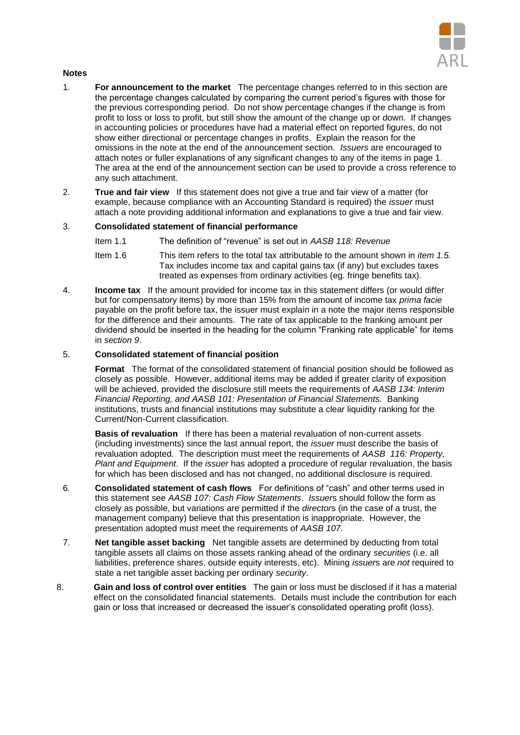**Notes**

1. **For announcement to the market** The percentage changes referred to in this section are the percentage changes calculated by comparing the current period's figures with those for the previous corresponding period. Do not show percentage changes if the change is from profit to loss or loss to profit, but still show the amount of the change up or down. If changes in accounting policies or procedures have had a material effect on reported figures, do not show either directional or percentage changes in profits. Explain the reason for the omissions in the note at the end of the announcement section. *Issuers* are encouraged to attach notes or fuller explanations of any significant changes to any of the items in page 1. The area at the end of the announcement section can be used to provide a cross reference to any such attachment.

2. **True and fair view** If this statement does not give a true and fair view of a matter (for example, because compliance with an Accounting Standard is required) the *issuer* must attach a note providing additional information and explanations to give a true and fair view.

3. **Consolidated statement of financial performance**

   Item 1.1 The definition of "revenue" is set out in *AASB 118: Revenue*

   Item 1.6 This item refers to the total tax attributable to the amount shown in *item 1.5.* Tax includes income tax and capital gains tax (if any) but excludes taxes treated as expenses from ordinary activities (eg. fringe benefits tax).

4. **Income tax** If the amount provided for income tax in this statement differs (or would differ but for compensatory items) by more than 15% from the amount of income tax *prima facie* payable on the profit before tax, the issuer must explain in a note the major items responsible for the difference and their amounts. The rate of tax applicable to the franking amount per dividend should be inserted in the heading for the column "Franking rate applicable" for items in *section 9*.

5. **Consolidated statement of financial position**

   **Format** The format of the consolidated statement of financial position should be followed as closely as possible. However, additional items may be added if greater clarity of exposition will be achieved, provided the disclosure still meets the requirements of *AASB 134: Interim Financial Reporting, and AASB 101: Presentation of Financial Statements.* Banking institutions, trusts and financial institutions may substitute a clear liquidity ranking for the Current/Non-Current classification.

   **Basis of revaluation** If there has been a material revaluation of non-current assets (including investments) since the last annual report, the *issuer* must describe the basis of revaluation adopted. The description must meet the requirements of *AASB 116: Property, Plant and Equipment*. If the *issuer* has adopted a procedure of regular revaluation, the basis for which has been disclosed and has not changed, no additional disclosure is required.

6. **Consolidated statement of cash flows** For definitions of "cash" and other terms used in this statement see *AASB 107: Cash Flow Statements*. *Issuer*s should follow the form as closely as possible, but variations are permitted if the *director*s (in the case of a trust, the management company) believe that this presentation is inappropriate. However, the presentation adopted must meet the requirements of *AASB 107*.

7. **Net tangible asset backing** Net tangible assets are determined by deducting from total tangible assets all claims on those assets ranking ahead of the ordinary *securities* (i.e. all liabilities, preference shares, outside equity interests, etc). Mining *issuer*s are *not* required to state a net tangible asset backing per ordinary *security*.

8. **Gain and loss of control over entities** The gain or loss must be disclosed if it has a material effect on the consolidated financial statements. Details must include the contribution for each gain or loss that increased or decreased the issuer's consolidated operating profit (loss).